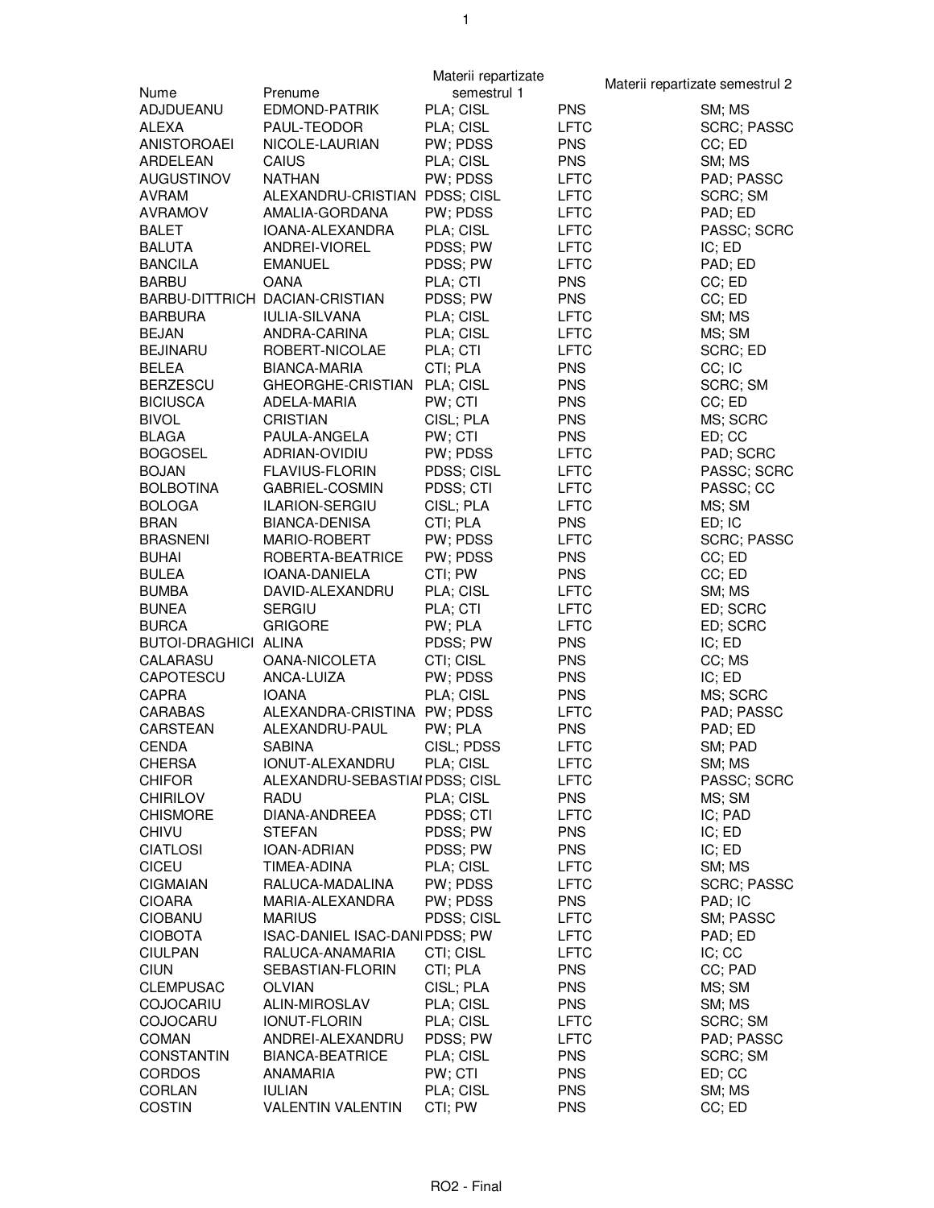| Nume | Prenume | Materii repartizate semestrul 1 | | Materii repartizate semestrul 2 |
|---|---|---|---|---|
| ADJDUEANU | EDMOND-PATRIK | PLA; CISL | PNS | SM; MS |
| ALEXA | PAUL-TEODOR | PLA; CISL | LFTC | SCRC; PASSC |
| ANISTOROAEI | NICOLE-LAURIAN | PW; PDSS | PNS | CC; ED |
| ARDELEAN | CAIUS | PLA; CISL | PNS | SM; MS |
| AUGUSTINOV | NATHAN | PW; PDSS | LFTC | PAD; PASSC |
| AVRAM | ALEXANDRU-CRISTIAN | PDSS; CISL | LFTC | SCRC; SM |
| AVRAMOV | AMALIA-GORDANA | PW; PDSS | LFTC | PAD; ED |
| BALET | IOANA-ALEXANDRA | PLA; CISL | LFTC | PASSC; SCRC |
| BALUTA | ANDREI-VIOREL | PDSS; PW | LFTC | IC; ED |
| BANCILA | EMANUEL | PDSS; PW | LFTC | PAD; ED |
| BARBU | OANA | PLA; CTI | PNS | CC; ED |
| BARBU-DITTRICH | DACIAN-CRISTIAN | PDSS; PW | PNS | CC; ED |
| BARBURA | IULIA-SILVANA | PLA; CISL | LFTC | SM; MS |
| BEJAN | ANDRA-CARINA | PLA; CISL | LFTC | MS; SM |
| BEJINARU | ROBERT-NICOLAE | PLA; CTI | LFTC | SCRC; ED |
| BELEA | BIANCA-MARIA | CTI; PLA | PNS | CC; IC |
| BERZESCU | GHEORGHE-CRISTIAN | PLA; CISL | PNS | SCRC; SM |
| BICIUSCA | ADELA-MARIA | PW; CTI | PNS | CC; ED |
| BIVOL | CRISTIAN | CISL; PLA | PNS | MS; SCRC |
| BLAGA | PAULA-ANGELA | PW; CTI | PNS | ED; CC |
| BOGOSEL | ADRIAN-OVIDIU | PW; PDSS | LFTC | PAD; SCRC |
| BOJAN | FLAVIUS-FLORIN | PDSS; CISL | LFTC | PASSC; SCRC |
| BOLBOTINA | GABRIEL-COSMIN | PDSS; CTI | LFTC | PASSC; CC |
| BOLOGA | ILARION-SERGIU | CISL; PLA | LFTC | MS; SM |
| BRAN | BIANCA-DENISA | CTI; PLA | PNS | ED; IC |
| BRASNENI | MARIO-ROBERT | PW; PDSS | LFTC | SCRC; PASSC |
| BUHAI | ROBERTA-BEATRICE | PW; PDSS | PNS | CC; ED |
| BULEA | IOANA-DANIELA | CTI; PW | PNS | CC; ED |
| BUMBA | DAVID-ALEXANDRU | PLA; CISL | LFTC | SM; MS |
| BUNEA | SERGIU | PLA; CTI | LFTC | ED; SCRC |
| BURCA | GRIGORE | PW; PLA | LFTC | ED; SCRC |
| BUTOI-DRAGHICI | ALINA | PDSS; PW | PNS | IC; ED |
| CALARASU | OANA-NICOLETA | CTI; CISL | PNS | CC; MS |
| CAPOTESCU | ANCA-LUIZA | PW; PDSS | PNS | IC; ED |
| CAPRA | IOANA | PLA; CISL | PNS | MS; SCRC |
| CARABAS | ALEXANDRA-CRISTINA | PW; PDSS | LFTC | PAD; PASSC |
| CARSTEAN | ALEXANDRU-PAUL | PW; PLA | PNS | PAD; ED |
| CENDA | SABINA | CISL; PDSS | LFTC | SM; PAD |
| CHERSA | IONUT-ALEXANDRU | PLA; CISL | LFTC | SM; MS |
| CHIFOR | ALEXANDRU-SEBASTIAI | PDSS; CISL | LFTC | PASSC; SCRC |
| CHIRILOV | RADU | PLA; CISL | PNS | MS; SM |
| CHISMORE | DIANA-ANDREEA | PDSS; CTI | LFTC | IC; PAD |
| CHIVU | STEFAN | PDSS; PW | PNS | IC; ED |
| CIATLOSI | IOAN-ADRIAN | PDSS; PW | PNS | IC; ED |
| CICEU | TIMEA-ADINA | PLA; CISL | LFTC | SM; MS |
| CIGMAIAN | RALUCA-MADALINA | PW; PDSS | LFTC | SCRC; PASSC |
| CIOARA | MARIA-ALEXANDRA | PW; PDSS | PNS | PAD; IC |
| CIOBANU | MARIUS | PDSS; CISL | LFTC | SM; PASSC |
| CIOBOTA | ISAC-DANIEL ISAC-DANI | PDSS; PW | LFTC | PAD; ED |
| CIULPAN | RALUCA-ANAMARIA | CTI; CISL | LFTC | IC; CC |
| CIUN | SEBASTIAN-FLORIN | CTI; PLA | PNS | CC; PAD |
| CLEMPUSAC | OLVIAN | CISL; PLA | PNS | MS; SM |
| COJOCARIU | ALIN-MIROSLAV | PLA; CISL | PNS | SM; MS |
| COJOCARU | IONUT-FLORIN | PLA; CISL | LFTC | SCRC; SM |
| COMAN | ANDREI-ALEXANDRU | PDSS; PW | LFTC | PAD; PASSC |
| CONSTANTIN | BIANCA-BEATRICE | PLA; CISL | PNS | SCRC; SM |
| CORDOS | ANAMARIA | PW; CTI | PNS | ED; CC |
| CORLAN | IULIAN | PLA; CISL | PNS | SM; MS |
| COSTIN | VALENTIN VALENTIN | CTI; PW | PNS | CC; ED |

RO2 - Final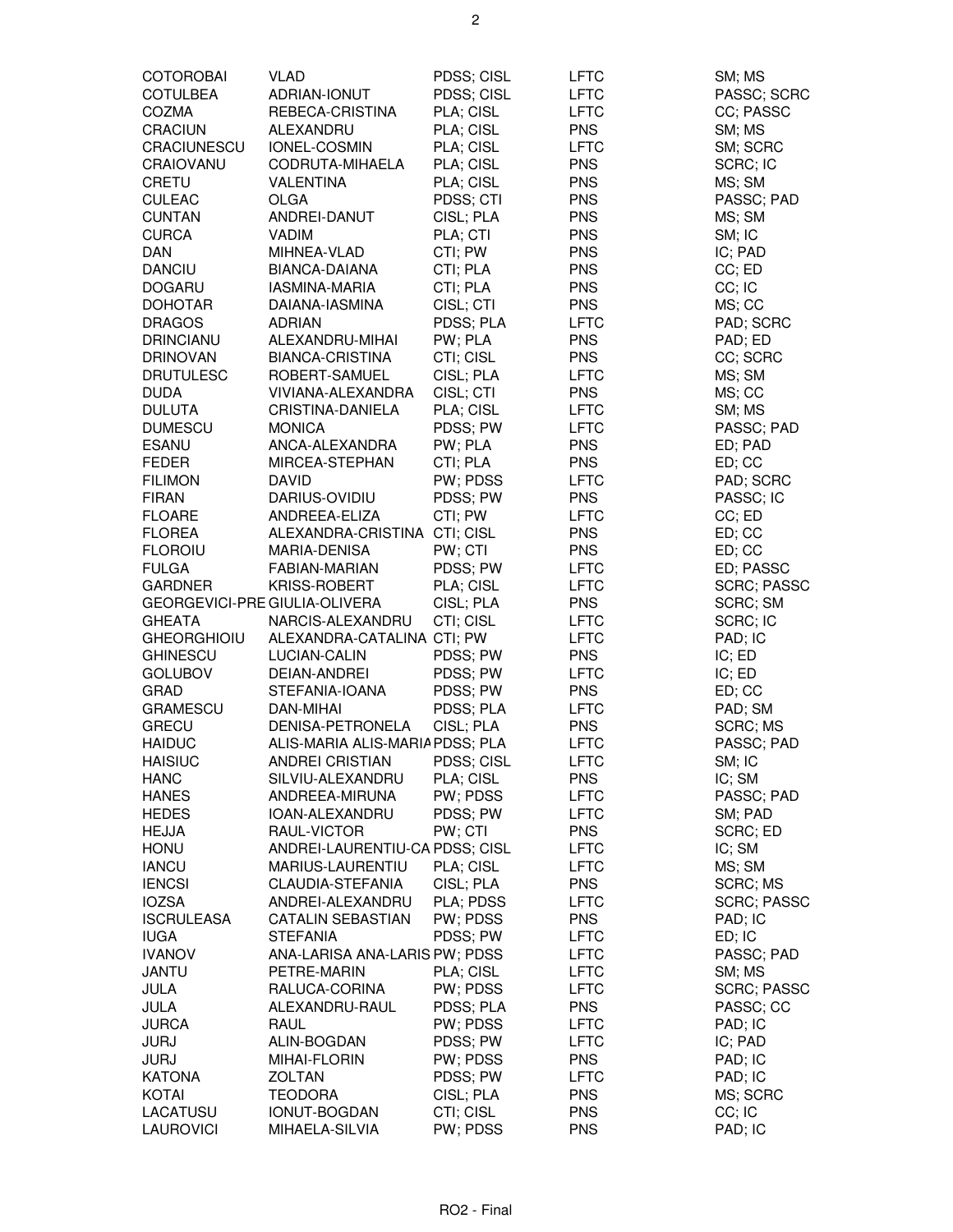| | | | | |
|---|---|---|---|---|
| COTOROBAI | VLAD | PDSS; CISL | LFTC | SM; MS |
| COTULBEA | ADRIAN-IONUT | PDSS; CISL | LFTC | PASSC; SCRC |
| COZMA | REBECA-CRISTINA | PLA; CISL | LFTC | CC; PASSC |
| CRACIUN | ALEXANDRU | PLA; CISL | PNS | SM; MS |
| CRACIUNESCU | IONEL-COSMIN | PLA; CISL | LFTC | SM; SCRC |
| CRAIOVANU | CODRUTA-MIHAELA | PLA; CISL | PNS | SCRC; IC |
| CRETU | VALENTINA | PLA; CISL | PNS | MS; SM |
| CULEAC | OLGA | PDSS; CTI | PNS | PASSC; PAD |
| CUNTAN | ANDREI-DANUT | CISL; PLA | PNS | MS; SM |
| CURCA | VADIM | PLA; CTI | PNS | SM; IC |
| DAN | MIHNEA-VLAD | CTI; PW | PNS | IC; PAD |
| DANCIU | BIANCA-DAIANA | CTI; PLA | PNS | CC; ED |
| DOGARU | IASMINA-MARIA | CTI; PLA | PNS | CC; IC |
| DOHOTAR | DAIANA-IASMINA | CISL; CTI | PNS | MS; CC |
| DRAGOS | ADRIAN | PDSS; PLA | LFTC | PAD; SCRC |
| DRINCIANU | ALEXANDRU-MIHAI | PW; PLA | PNS | PAD; ED |
| DRINOVAN | BIANCA-CRISTINA | CTI; CISL | PNS | CC; SCRC |
| DRUTULESC | ROBERT-SAMUEL | CISL; PLA | LFTC | MS; SM |
| DUDA | VIVIANA-ALEXANDRA | CISL; CTI | PNS | MS; CC |
| DULUTA | CRISTINA-DANIELA | PLA; CISL | LFTC | SM; MS |
| DUMESCU | MONICA | PDSS; PW | LFTC | PASSC; PAD |
| ESANU | ANCA-ALEXANDRA | PW; PLA | PNS | ED; PAD |
| FEDER | MIRCEA-STEPHAN | CTI; PLA | PNS | ED; CC |
| FILIMON | DAVID | PW; PDSS | LFTC | PAD; SCRC |
| FIRAN | DARIUS-OVIDIU | PDSS; PW | PNS | PASSC; IC |
| FLOARE | ANDREEA-ELIZA | CTI; PW | LFTC | CC; ED |
| FLOREA | ALEXANDRA-CRISTINA | CTI; CISL | PNS | ED; CC |
| FLOROIU | MARIA-DENISA | PW; CTI | PNS | ED; CC |
| FULGA | FABIAN-MARIAN | PDSS; PW | LFTC | ED; PASSC |
| GARDNER | KRISS-ROBERT | PLA; CISL | LFTC | SCRC; PASSC |
| GEORGEVICI-PRE | GIULIA-OLIVERA | CISL; PLA | PNS | SCRC; SM |
| GHEATA | NARCIS-ALEXANDRU | CTI; CISL | LFTC | SCRC; IC |
| GHEORGHIOIU | ALEXANDRA-CATALINA | CTI; PW | LFTC | PAD; IC |
| GHINESCU | LUCIAN-CALIN | PDSS; PW | PNS | IC; ED |
| GOLUBOV | DEIAN-ANDREI | PDSS; PW | LFTC | IC; ED |
| GRAD | STEFANIA-IOANA | PDSS; PW | PNS | ED; CC |
| GRAMESCU | DAN-MIHAI | PDSS; PLA | LFTC | PAD; SM |
| GRECU | DENISA-PETRONELA | CISL; PLA | PNS | SCRC; MS |
| HAIDUC | ALIS-MARIA ALIS-MARIA | PDSS; PLA | LFTC | PASSC; PAD |
| HAISIUC | ANDREI CRISTIAN | PDSS; CISL | LFTC | SM; IC |
| HANC | SILVIU-ALEXANDRU | PLA; CISL | PNS | IC; SM |
| HANES | ANDREEA-MIRUNA | PW; PDSS | LFTC | PASSC; PAD |
| HEDES | IOAN-ALEXANDRU | PDSS; PW | LFTC | SM; PAD |
| HEJJA | RAUL-VICTOR | PW; CTI | PNS | SCRC; ED |
| HONU | ANDREI-LAURENTIU-CA | PDSS; CISL | LFTC | IC; SM |
| IANCU | MARIUS-LAURENTIU | PLA; CISL | LFTC | MS; SM |
| IENCSI | CLAUDIA-STEFANIA | CISL; PLA | PNS | SCRC; MS |
| IOZSA | ANDREI-ALEXANDRU | PLA; PDSS | LFTC | SCRC; PASSC |
| ISCRULEASA | CATALIN SEBASTIAN | PW; PDSS | PNS | PAD; IC |
| IUGA | STEFANIA | PDSS; PW | LFTC | ED; IC |
| IVANOV | ANA-LARISA ANA-LARIS | PW; PDSS | LFTC | PASSC; PAD |
| JANTU | PETRE-MARIN | PLA; CISL | LFTC | SM; MS |
| JULA | RALUCA-CORINA | PW; PDSS | LFTC | SCRC; PASSC |
| JULA | ALEXANDRU-RAUL | PDSS; PLA | PNS | PASSC; CC |
| JURCA | RAUL | PW; PDSS | LFTC | PAD; IC |
| JURJ | ALIN-BOGDAN | PDSS; PW | LFTC | IC; PAD |
| JURJ | MIHAI-FLORIN | PW; PDSS | PNS | PAD; IC |
| KATONA | ZOLTAN | PDSS; PW | LFTC | PAD; IC |
| KOTAI | TEODORA | CISL; PLA | PNS | MS; SCRC |
| LACATUSU | IONUT-BOGDAN | CTI; CISL | PNS | CC; IC |
| LAUROVICI | MIHAELA-SILVIA | PW; PDSS | PNS | PAD; IC |

RO2 - Final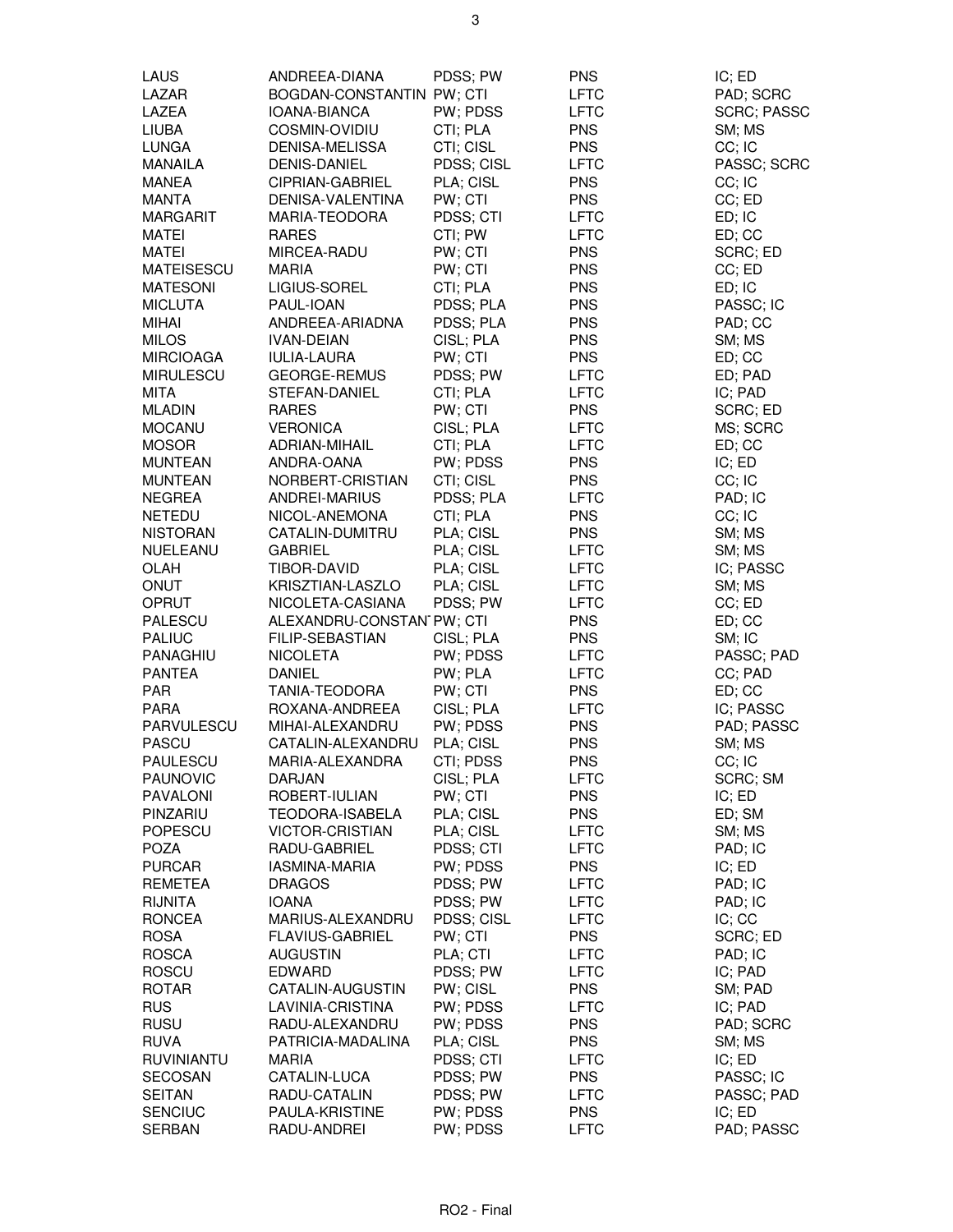| | | | | |
|---|---|---|---|---|
| LAUS | ANDREEA-DIANA | PDSS; PW | PNS | IC; ED |
| LAZAR | BOGDAN-CONSTANTIN | PW; CTI | LFTC | PAD; SCRC |
| LAZEA | IOANA-BIANCA | PW; PDSS | LFTC | SCRC; PASSC |
| LIUBA | COSMIN-OVIDIU | CTI; PLA | PNS | SM; MS |
| LUNGA | DENISA-MELISSA | CTI; CISL | PNS | CC; IC |
| MANAILA | DENIS-DANIEL | PDSS; CISL | LFTC | PASSC; SCRC |
| MANEA | CIPRIAN-GABRIEL | PLA; CISL | PNS | CC; IC |
| MANTA | DENISA-VALENTINA | PW; CTI | PNS | CC; ED |
| MARGARIT | MARIA-TEODORA | PDSS; CTI | LFTC | ED; IC |
| MATEI | RARES | CTI; PW | LFTC | ED; CC |
| MATEI | MIRCEA-RADU | PW; CTI | PNS | SCRC; ED |
| MATEISESCU | MARIA | PW; CTI | PNS | CC; ED |
| MATESONI | LIGIUS-SOREL | CTI; PLA | PNS | ED; IC |
| MICLUTA | PAUL-IOAN | PDSS; PLA | PNS | PASSC; IC |
| MIHAI | ANDREEA-ARIADNA | PDSS; PLA | PNS | PAD; CC |
| MILOS | IVAN-DEIAN | CISL; PLA | PNS | SM; MS |
| MIRCIOAGA | IULIA-LAURA | PW; CTI | PNS | ED; CC |
| MIRULESCU | GEORGE-REMUS | PDSS; PW | LFTC | ED; PAD |
| MITA | STEFAN-DANIEL | CTI; PLA | LFTC | IC; PAD |
| MLADIN | RARES | PW; CTI | PNS | SCRC; ED |
| MOCANU | VERONICA | CISL; PLA | LFTC | MS; SCRC |
| MOSOR | ADRIAN-MIHAIL | CTI; PLA | LFTC | ED; CC |
| MUNTEAN | ANDRA-OANA | PW; PDSS | PNS | IC; ED |
| MUNTEAN | NORBERT-CRISTIAN | CTI; CISL | PNS | CC; IC |
| NEGREA | ANDREI-MARIUS | PDSS; PLA | LFTC | PAD; IC |
| NETEDU | NICOL-ANEMONA | CTI; PLA | PNS | CC; IC |
| NISTORAN | CATALIN-DUMITRU | PLA; CISL | PNS | SM; MS |
| NUELEANU | GABRIEL | PLA; CISL | LFTC | SM; MS |
| OLAH | TIBOR-DAVID | PLA; CISL | LFTC | IC; PASSC |
| ONUT | KRISZTIAN-LASZLO | PLA; CISL | LFTC | SM; MS |
| OPRUT | NICOLETA-CASIANA | PDSS; PW | LFTC | CC; ED |
| PALESCU | ALEXANDRU-CONSTAN | PW; CTI | PNS | ED; CC |
| PALIUC | FILIP-SEBASTIAN | CISL; PLA | PNS | SM; IC |
| PANAGHIU | NICOLETA | PW; PDSS | LFTC | PASSC; PAD |
| PANTEA | DANIEL | PW; PLA | LFTC | CC; PAD |
| PAR | TANIA-TEODORA | PW; CTI | PNS | ED; CC |
| PARA | ROXANA-ANDREEA | CISL; PLA | LFTC | IC; PASSC |
| PARVULESCU | MIHAI-ALEXANDRU | PW; PDSS | PNS | PAD; PASSC |
| PASCU | CATALIN-ALEXANDRU | PLA; CISL | PNS | SM; MS |
| PAULESCU | MARIA-ALEXANDRA | CTI; PDSS | PNS | CC; IC |
| PAUNOVIC | DARJAN | CISL; PLA | LFTC | SCRC; SM |
| PAVALONI | ROBERT-IULIAN | PW; CTI | PNS | IC; ED |
| PINZARIU | TEODORA-ISABELA | PLA; CISL | PNS | ED; SM |
| POPESCU | VICTOR-CRISTIAN | PLA; CISL | LFTC | SM; MS |
| POZA | RADU-GABRIEL | PDSS; CTI | LFTC | PAD; IC |
| PURCAR | IASMINA-MARIA | PW; PDSS | PNS | IC; ED |
| REMETEA | DRAGOS | PDSS; PW | LFTC | PAD; IC |
| RIJNITA | IOANA | PDSS; PW | LFTC | PAD; IC |
| RONCEA | MARIUS-ALEXANDRU | PDSS; CISL | LFTC | IC; CC |
| ROSA | FLAVIUS-GABRIEL | PW; CTI | PNS | SCRC; ED |
| ROSCA | AUGUSTIN | PLA; CTI | LFTC | PAD; IC |
| ROSCU | EDWARD | PDSS; PW | LFTC | IC; PAD |
| ROTAR | CATALIN-AUGUSTIN | PW; CISL | PNS | SM; PAD |
| RUS | LAVINIA-CRISTINA | PW; PDSS | LFTC | IC; PAD |
| RUSU | RADU-ALEXANDRU | PW; PDSS | PNS | PAD; SCRC |
| RUVA | PATRICIA-MADALINA | PLA; CISL | PNS | SM; MS |
| RUVINIANTU | MARIA | PDSS; CTI | LFTC | IC; ED |
| SECOSAN | CATALIN-LUCA | PDSS; PW | PNS | PASSC; IC |
| SEITAN | RADU-CATALIN | PDSS; PW | LFTC | PASSC; PAD |
| SENCIUC | PAULA-KRISTINE | PW; PDSS | PNS | IC; ED |
| SERBAN | RADU-ANDREI | PW; PDSS | LFTC | PAD; PASSC |

RO2 - Final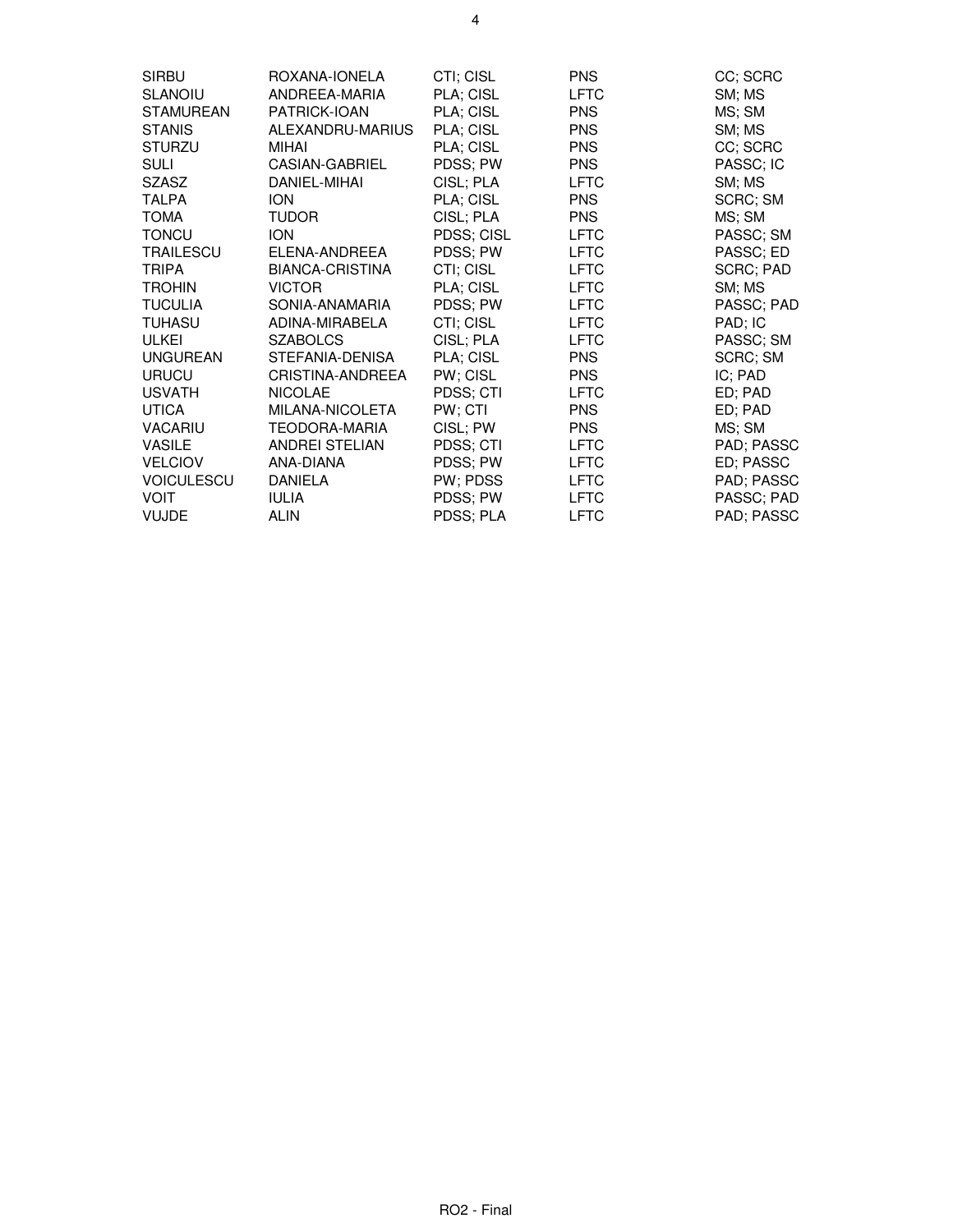| | | | | |
|---|---|---|---|---|
| SIRBU | ROXANA-IONELA | CTI; CISL | PNS | CC; SCRC |
| SLANOIU | ANDREEA-MARIA | PLA; CISL | LFTC | SM; MS |
| STAMUREAN | PATRICK-IOAN | PLA; CISL | PNS | MS; SM |
| STANIS | ALEXANDRU-MARIUS | PLA; CISL | PNS | SM; MS |
| STURZU | MIHAI | PLA; CISL | PNS | CC; SCRC |
| SULI | CASIAN-GABRIEL | PDSS; PW | PNS | PASSC; IC |
| SZASZ | DANIEL-MIHAI | CISL; PLA | LFTC | SM; MS |
| TALPA | ION | PLA; CISL | PNS | SCRC; SM |
| TOMA | TUDOR | CISL; PLA | PNS | MS; SM |
| TONCU | ION | PDSS; CISL | LFTC | PASSC; SM |
| TRAILESCU | ELENA-ANDREEA | PDSS; PW | LFTC | PASSC; ED |
| TRIPA | BIANCA-CRISTINA | CTI; CISL | LFTC | SCRC; PAD |
| TROHIN | VICTOR | PLA; CISL | LFTC | SM; MS |
| TUCULIA | SONIA-ANAMARIA | PDSS; PW | LFTC | PASSC; PAD |
| TUHASU | ADINA-MIRABELA | CTI; CISL | LFTC | PAD; IC |
| ULKEI | SZABOLCS | CISL; PLA | LFTC | PASSC; SM |
| UNGUREAN | STEFANIA-DENISA | PLA; CISL | PNS | SCRC; SM |
| URUCU | CRISTINA-ANDREEA | PW; CISL | PNS | IC; PAD |
| USVATH | NICOLAE | PDSS; CTI | LFTC | ED; PAD |
| UTICA | MILANA-NICOLETA | PW; CTI | PNS | ED; PAD |
| VACARIU | TEODORA-MARIA | CISL; PW | PNS | MS; SM |
| VASILE | ANDREI STELIAN | PDSS; CTI | LFTC | PAD; PASSC |
| VELCIOV | ANA-DIANA | PDSS; PW | LFTC | ED; PASSC |
| VOICULESCU | DANIELA | PW; PDSS | LFTC | PAD; PASSC |
| VOIT | IULIA | PDSS; PW | LFTC | PASSC; PAD |
| VUJDE | ALIN | PDSS; PLA | LFTC | PAD; PASSC |

RO2 - Final